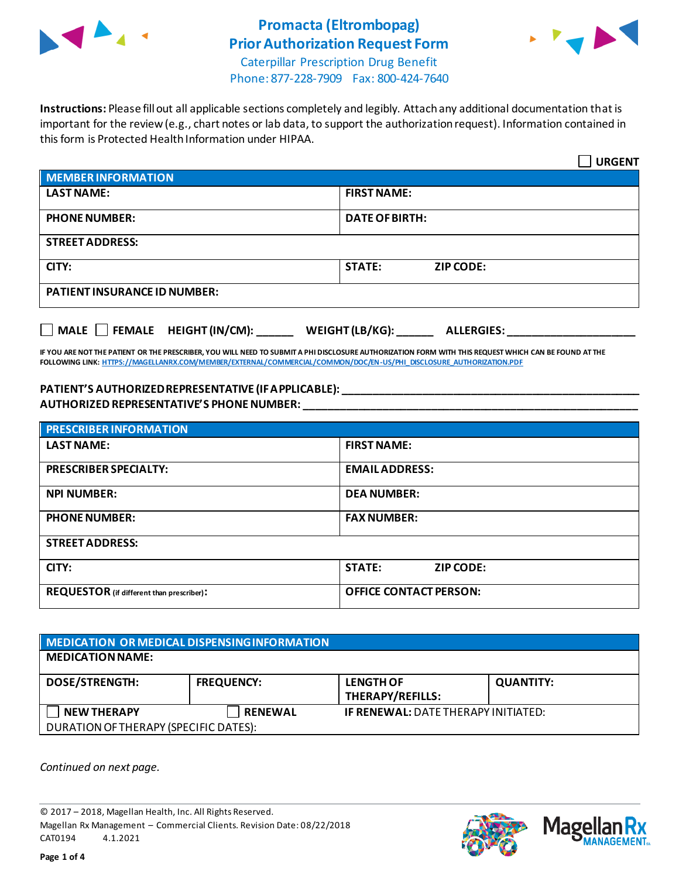# Promacta (Eltrombopag)
# Prior Authorization Request Form

Caterpillar Prescription Drug Benefit
Phone: 877-228-7909 Fax: 800-424-7640

**Instructions:** Please fill out all applicable sections completely and legibly. Attach any additional documentation that is important for the review (e.g., chart notes or lab data, to support the authorization request). Information contained in this form is Protected Health Information under HIPAA.

☐ **URGENT**

| **MEMBER INFORMATION** | |
|---|---|
| **LAST NAME:** | **FIRST NAME:** |
| **PHONE NUMBER:** | **DATE OF BIRTH:** |
| **STREET ADDRESS:** | |
| **CITY:** | **STATE: ZIP CODE:** |
| **PATIENT INSURANCE ID NUMBER:** | |

☐ **MALE** ☐ **FEMALE** **HEIGHT (IN/CM):** ______ **WEIGHT (LB/KG):** ______ **ALLERGIES:** ____________________

**IF YOU ARE NOT THE PATIENT OR THE PRESCRIBER, YOU WILL NEED TO SUBMIT A PHI DISCLOSURE AUTHORIZATION FORM WITH THIS REQUEST WHICH CAN BE FOUND AT THE FOLLOWING LINK: HTTPS://MAGELLANRX.COM/MEMBER/EXTERNAL/COMMERCIAL/COMMON/DOC/EN-US/PHI_DISCLOSURE_AUTHORIZATION.PDF**

**PATIENT'S AUTHORIZED REPRESENTATIVE (IF APPLICABLE):** ____________________________________________
**AUTHORIZED REPRESENTATIVE'S PHONE NUMBER:** ____________________________________________

| **PRESCRIBER INFORMATION** | |
|---|---|
| **LAST NAME:** | **FIRST NAME:** |
| **PRESCRIBER SPECIALTY:** | **EMAIL ADDRESS:** |
| **NPI NUMBER:** | **DEA NUMBER:** |
| **PHONE NUMBER:** | **FAX NUMBER:** |
| **STREET ADDRESS:** | |
| **CITY:** | **STATE: ZIP CODE:** |
| **REQUESTOR** (if different than prescriber)**:** | **OFFICE CONTACT PERSON:** |

| **MEDICATION OR MEDICAL DISPENSING INFORMATION** | | | |
|---|---|---|---|
| **MEDICATION NAME:** | | | |
| **DOSE/STRENGTH:** | **FREQUENCY:** | **LENGTH OF THERAPY/REFILLS:** | **QUANTITY:** |
| ☐ **NEW THERAPY** | ☐ **RENEWAL** | **IF RENEWAL:** DATE THERAPY INITIATED: | |
| DURATION OF THERAPY (SPECIFIC DATES): | | | |

*Continued on next page.*

© 2017 – 2018, Magellan Health, Inc. All Rights Reserved.
Magellan Rx Management – Commercial Clients. Revision Date: 08/22/2018
CAT0194 4.1.2021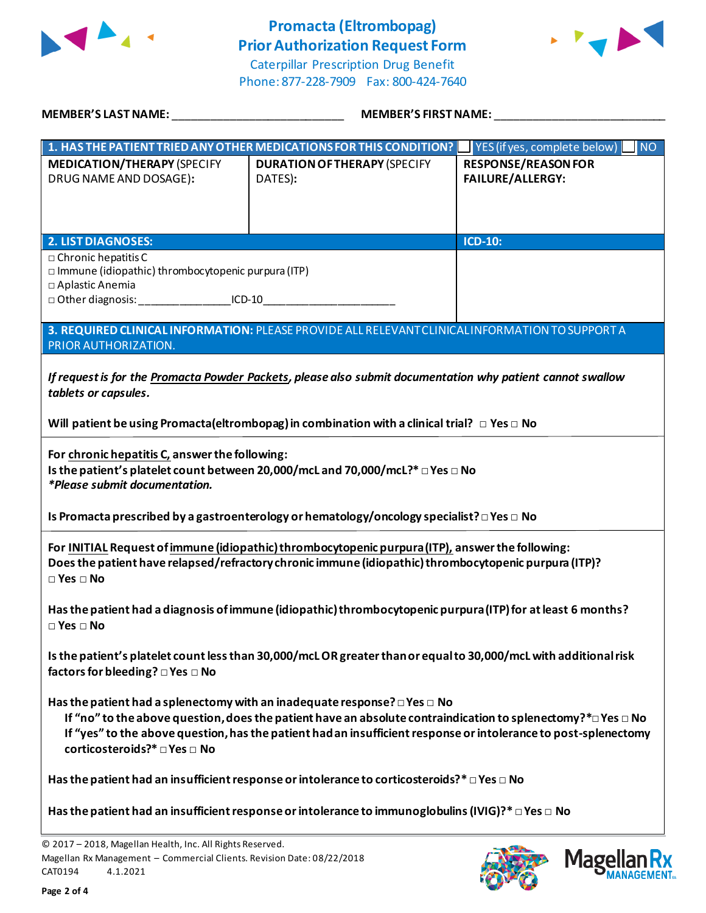# Promacta (Eltrombopag) Prior Authorization Request Form

Caterpillar Prescription Drug Benefit
Phone: 877-228-7909 Fax: 800-424-7640

**MEMBER'S LAST NAME:** ___________________________ **MEMBER'S FIRST NAME:** ___________________________

| **1. HAS THE PATIENT TRIED ANY OTHER MEDICATIONS FOR THIS CONDITION?** | ☐ YES (if yes, complete below) | ☐ NO |
|---|---|---|
| **MEDICATION/THERAPY** (SPECIFY DRUG NAME AND DOSAGE): | **DURATION OF THERAPY** (SPECIFY DATES): | **RESPONSE/REASON FOR FAILURE/ALLERGY:** |
| | | |

| **2. LIST DIAGNOSES:** | **ICD-10:** |
|---|---|
| □ Chronic hepatitis C<br>□ Immune (idiopathic) thrombocytopenic purpura (ITP)<br>□ Aplastic Anemia<br>□ Other diagnosis: _______________ ICD-10_____________________ | |

**3. REQUIRED CLINICAL INFORMATION:** PLEASE PROVIDE ALL RELEVANT CLINICAL INFORMATION TO SUPPORT A PRIOR AUTHORIZATION.

***If request is for the Promacta Powder Packets, please also submit documentation why patient cannot swallow tablets or capsules.***

**Will patient be using Promacta(eltrombopag) in combination with a clinical trial?** □ Yes □ No

**For chronic hepatitis C, answer the following:**
**Is the patient's platelet count between 20,000/mcL and 70,000/mcL?*** □ Yes □ No
***\*Please submit documentation.***

**Is Promacta prescribed by a gastroenterology or hematology/oncology specialist?** □ Yes □ No

**For INITIAL Request of immune (idiopathic) thrombocytopenic purpura (ITP), answer the following:**
**Does the patient have relapsed/refractory chronic immune (idiopathic) thrombocytopenic purpura (ITP)?**
□ Yes □ No

**Has the patient had a diagnosis of immune (idiopathic) thrombocytopenic purpura (ITP) for at least 6 months?**
□ Yes □ No

**Is the patient's platelet count less than 30,000/mcL OR greater than or equal to 30,000/mcL with additional risk factors for bleeding?** □ Yes □ No

**Has the patient had a splenectomy with an inadequate response?** □ Yes □ No
- **If "no" to the above question, does the patient have an absolute contraindication to splenectomy?*** □ Yes □ No
- **If "yes" to the above question, has the patient had an insufficient response or intolerance to post-splenectomy corticosteroids?*** □ Yes □ No

**Has the patient had an insufficient response or intolerance to corticosteroids?*** □ Yes □ No

**Has the patient had an insufficient response or intolerance to immunoglobulins (IVIG)?*** □ Yes □ No

© 2017 – 2018, Magellan Health, Inc. All Rights Reserved.
Magellan Rx Management – Commercial Clients. Revision Date: 08/22/2018
CAT0194 4.1.2021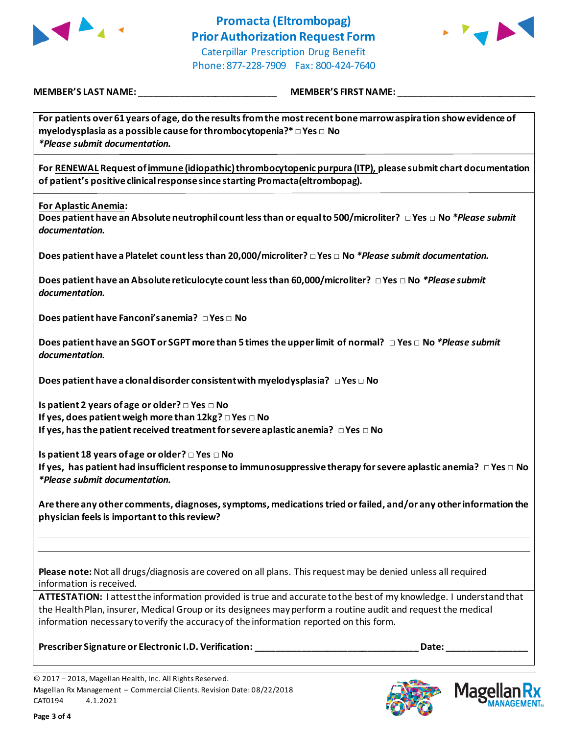# Promacta (Eltrombopag)
## Prior Authorization Request Form

Caterpillar Prescription Drug Benefit
Phone: 877-228-7909 Fax: 800-424-7640

**MEMBER'S LAST NAME:** ___________________________ **MEMBER'S FIRST NAME:** ___________________________

**For patients over 61 years of age, do the results from the most recent bone marrow aspiration show evidence of myelodysplasia as a possible cause for thrombocytopenia?* □ Yes □ No**
***Please submit documentation.***

**For RENEWAL Request of immune (idiopathic) thrombocytopenic purpura (ITP), please submit chart documentation of patient's positive clinical response since starting Promacta(eltrombopag).**

**For Aplastic Anemia:**
**Does patient have an Absolute neutrophil count less than or equal to 500/microliter? □ Yes □ No** ***Please submit documentation.***

**Does patient have a Platelet count less than 20,000/microliter? □ Yes □ No** ***Please submit documentation.***

**Does patient have an Absolute reticulocyte count less than 60,000/microliter? □ Yes □ No** ***Please submit documentation.***

**Does patient have Fanconi's anemia? □ Yes □ No**

**Does patient have an SGOT or SGPT more than 5 times the upper limit of normal? □ Yes □ No** ***Please submit documentation.***

**Does patient have a clonal disorder consistent with myelodysplasia? □ Yes □ No**

**Is patient 2 years of age or older? □ Yes □ No**
**If yes, does patient weigh more than 12kg? □ Yes □ No**
**If yes, has the patient received treatment for severe aplastic anemia? □ Yes □ No**

**Is patient 18 years of age or older? □ Yes □ No**
**If yes, has patient had insufficient response to immunosuppressive therapy for severe aplastic anemia? □ Yes □ No**
***Please submit documentation.***

**Are there any other comments, diagnoses, symptoms, medications tried or failed, and/or any other information the physician feels is important to this review?**

_______________________________________________

_______________________________________________

**Please note:** Not all drugs/diagnosis are covered on all plans. This request may be denied unless all required information is received.

**ATTESTATION:** I attest the information provided is true and accurate to the best of my knowledge. I understand that the Health Plan, insurer, Medical Group or its designees may perform a routine audit and request the medical information necessary to verify the accuracy of the information reported on this form.

**Prescriber Signature or Electronic I.D. Verification:** ________________________________ **Date:** ________________

© 2017 – 2018, Magellan Health, Inc. All Rights Reserved.
Magellan Rx Management – Commercial Clients. Revision Date: 08/22/2018
CAT0194 4.1.2021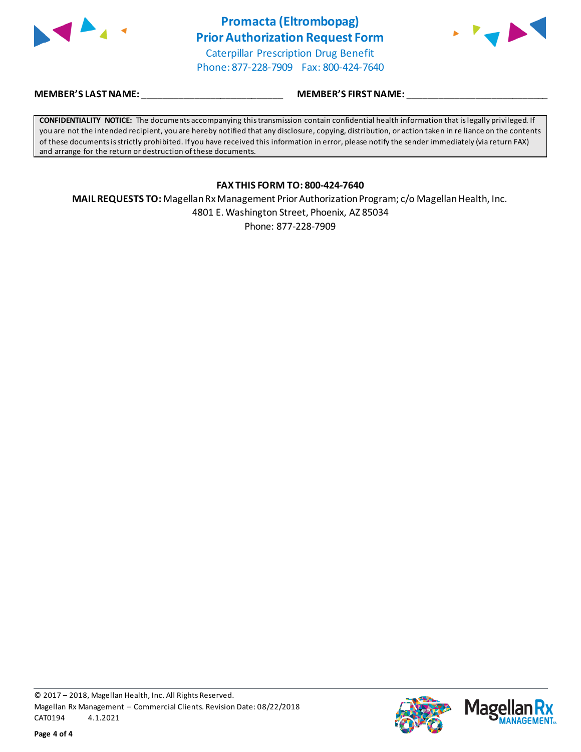# Promacta (Eltrombopag)
## Prior Authorization Request Form

Caterpillar Prescription Drug Benefit
Phone: 877-228-7909 Fax: 800-424-7640

**MEMBER'S LAST NAME:** ___________________________ **MEMBER'S FIRST NAME:** ___________________________

**CONFIDENTIALITY NOTICE:** The documents accompanying this transmission contain confidential health information that is legally privileged. If you are not the intended recipient, you are hereby notified that any disclosure, copying, distribution, or action taken in reliance on the contents of these documents is strictly prohibited. If you have received this information in error, please notify the sender immediately (via return FAX) and arrange for the return or destruction of these documents.

**FAX THIS FORM TO: 800-424-7640**

**MAIL REQUESTS TO:** Magellan Rx Management Prior Authorization Program; c/o Magellan Health, Inc.
4801 E. Washington Street, Phoenix, AZ 85034
Phone: 877-228-7909

© 2017 – 2018, Magellan Health, Inc. All Rights Reserved.
Magellan Rx Management – Commercial Clients. Revision Date: 08/22/2018
CAT0194 4.1.2021